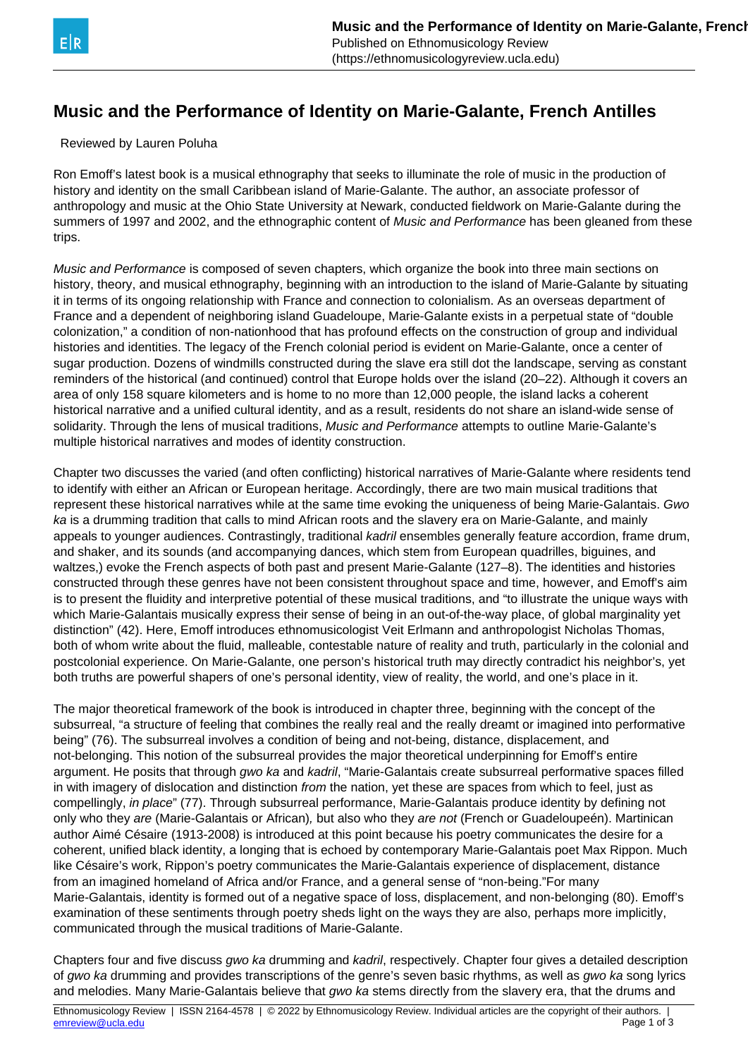# Music and the Performance of Identity on Marie-Galante, French Antilles

Reviewed by Lauren Poluha

Ron Emoff's latest book is a musical ethnography that seeks to illuminate the role of music in the production of history and identity on the small Caribbean island of Marie-Galante. The author, an associate professor of anthropology and music at the Ohio State University at Newark, conducted fieldwork on Marie-Galante during the summers of 1997 and 2002, and the ethnographic content of *Music and Performance* has been gleaned from these trips.

*Music and Performance* is composed of seven chapters, which organize the book into three main sections on history, theory, and musical ethnography, beginning with an introduction to the island of Marie-Galante by situating it in terms of its ongoing relationship with France and connection to colonialism. As an overseas department of France and a dependent of neighboring island Guadeloupe, Marie-Galante exists in a perpetual state of "double colonization," a condition of non-nationhood that has profound effects on the construction of group and individual histories and identities. The legacy of the French colonial period is evident on Marie-Galante, once a center of sugar production. Dozens of windmills constructed during the slave era still dot the landscape, serving as constant reminders of the historical (and continued) control that Europe holds over the island (20–22). Although it covers an area of only 158 square kilometers and is home to no more than 12,000 people, the island lacks a coherent historical narrative and a unified cultural identity, and as a result, residents do not share an island-wide sense of solidarity. Through the lens of musical traditions, *Music and Performance* attempts to outline Marie-Galante's multiple historical narratives and modes of identity construction.

Chapter two discusses the varied (and often conflicting) historical narratives of Marie-Galante where residents tend to identify with either an African or European heritage. Accordingly, there are two main musical traditions that represent these historical narratives while at the same time evoking the uniqueness of being Marie-Galantais. *Gwo ka* is a drumming tradition that calls to mind African roots and the slavery era on Marie-Galante, and mainly appeals to younger audiences. Contrastingly, traditional *kadril* ensembles generally feature accordion, frame drum, and shaker, and its sounds (and accompanying dances, which stem from European quadrilles, biguines, and waltzes,) evoke the French aspects of both past and present Marie-Galante (127–8). The identities and histories constructed through these genres have not been consistent throughout space and time, however, and Emoff's aim is to present the fluidity and interpretive potential of these musical traditions, and "to illustrate the unique ways with which Marie-Galantais musically express their sense of being in an out-of-the-way place, of global marginality yet distinction" (42). Here, Emoff introduces ethnomusicologist Veit Erlmann and anthropologist Nicholas Thomas, both of whom write about the fluid, malleable, contestable nature of reality and truth, particularly in the colonial and postcolonial experience. On Marie-Galante, one person's historical truth may directly contradict his neighbor's, yet both truths are powerful shapers of one's personal identity, view of reality, the world, and one's place in it.

The major theoretical framework of the book is introduced in chapter three, beginning with the concept of the subsurreal, "a structure of feeling that combines the really real and the really dreamt or imagined into performative being" (76). The subsurreal involves a condition of being and not-being, distance, displacement, and not-belonging. This notion of the subsurreal provides the major theoretical underpinning for Emoff's entire argument. He posits that through *gwo ka* and *kadril*, "Marie-Galantais create subsurreal performative spaces filled in with imagery of dislocation and distinction *from* the nation, yet these are spaces from which to feel, just as compellingly, *in place*" (77). Through subsurreal performance, Marie-Galantais produce identity by defining not only who they *are* (Marie-Galantais or African), but also who they *are not* (French or Guadeloupeén). Martinican author Aimé Césaire (1913-2008) is introduced at this point because his poetry communicates the desire for a coherent, unified black identity, a longing that is echoed by contemporary Marie-Galantais poet Max Rippon. Much like Césaire's work, Rippon's poetry communicates the Marie-Galantais experience of displacement, distance from an imagined homeland of Africa and/or France, and a general sense of "non-being."For many Marie-Galantais, identity is formed out of a negative space of loss, displacement, and non-belonging (80). Emoff's examination of these sentiments through poetry sheds light on the ways they are also, perhaps more implicitly, communicated through the musical traditions of Marie-Galante.

Chapters four and five discuss *gwo ka* drumming and *kadril*, respectively. Chapter four gives a detailed description of *gwo ka* drumming and provides transcriptions of the genre's seven basic rhythms, as well as *gwo ka* song lyrics and melodies. Many Marie-Galantais believe that *gwo ka* stems directly from the slavery era, that the drums and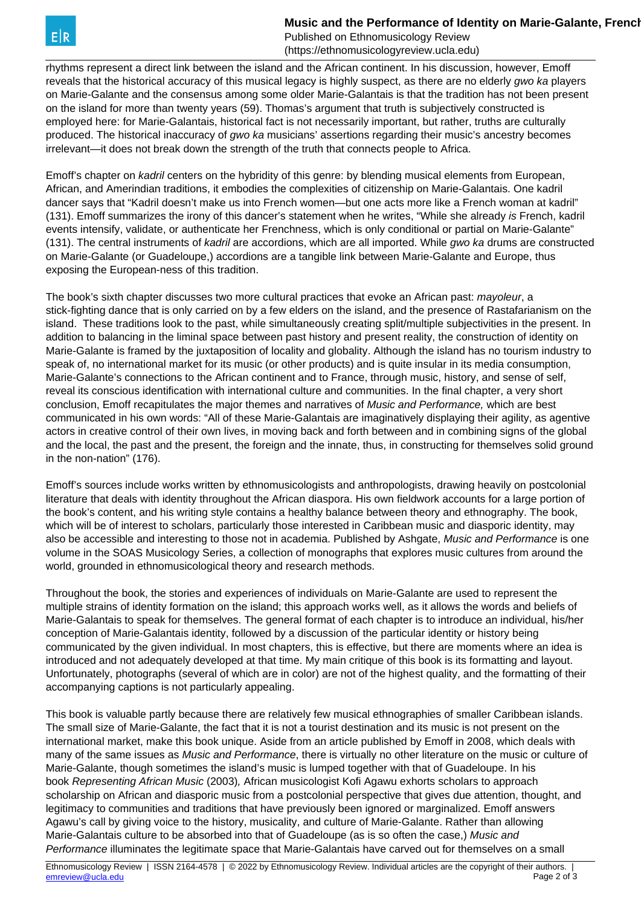rhythms represent a direct link between the island and the African continent. In his discussion, however, Emoff reveals that the historical accuracy of this musical legacy is highly suspect, as there are no elderly *gwo ka* players on Marie-Galante and the consensus among some older Marie-Galantais is that the tradition has not been present on the island for more than twenty years (59). Thomas's argument that truth is subjectively constructed is employed here: for Marie-Galantais, historical fact is not necessarily important, but rather, truths are culturally produced. The historical inaccuracy of *gwo ka* musicians' assertions regarding their music's ancestry becomes irrelevant—it does not break down the strength of the truth that connects people to Africa.

Emoff's chapter on *kadril* centers on the hybridity of this genre: by blending musical elements from European, African, and Amerindian traditions, it embodies the complexities of citizenship on Marie-Galantais. One kadril dancer says that "Kadril doesn't make us into French women—but one acts more like a French woman at kadril" (131). Emoff summarizes the irony of this dancer's statement when he writes, "While she already *is* French, kadril events intensify, validate, or authenticate her Frenchness, which is only conditional or partial on Marie-Galante" (131). The central instruments of *kadril* are accordions, which are all imported. While *gwo ka* drums are constructed on Marie-Galante (or Guadeloupe,) accordions are a tangible link between Marie-Galante and Europe, thus exposing the European-ness of this tradition.

The book's sixth chapter discusses two more cultural practices that evoke an African past: *mayoleur*, a stick-fighting dance that is only carried on by a few elders on the island, and the presence of Rastafarianism on the island. These traditions look to the past, while simultaneously creating split/multiple subjectivities in the present. In addition to balancing in the liminal space between past history and present reality, the construction of identity on Marie-Galante is framed by the juxtaposition of locality and globality. Although the island has no tourism industry to speak of, no international market for its music (or other products) and is quite insular in its media consumption, Marie-Galante's connections to the African continent and to France, through music, history, and sense of self, reveal its conscious identification with international culture and communities. In the final chapter, a very short conclusion, Emoff recapitulates the major themes and narratives of *Music and Performance,* which are best communicated in his own words: "All of these Marie-Galantais are imaginatively displaying their agility, as agentive actors in creative control of their own lives, in moving back and forth between and in combining signs of the global and the local, the past and the present, the foreign and the innate, thus, in constructing for themselves solid ground in the non-nation" (176).

Emoff's sources include works written by ethnomusicologists and anthropologists, drawing heavily on postcolonial literature that deals with identity throughout the African diaspora. His own fieldwork accounts for a large portion of the book's content, and his writing style contains a healthy balance between theory and ethnography. The book, which will be of interest to scholars, particularly those interested in Caribbean music and diasporic identity, may also be accessible and interesting to those not in academia. Published by Ashgate, *Music and Performance* is one volume in the SOAS Musicology Series, a collection of monographs that explores music cultures from around the world, grounded in ethnomusicological theory and research methods.

Throughout the book, the stories and experiences of individuals on Marie-Galante are used to represent the multiple strains of identity formation on the island; this approach works well, as it allows the words and beliefs of Marie-Galantais to speak for themselves. The general format of each chapter is to introduce an individual, his/her conception of Marie-Galantais identity, followed by a discussion of the particular identity or history being communicated by the given individual. In most chapters, this is effective, but there are moments where an idea is introduced and not adequately developed at that time. My main critique of this book is its formatting and layout. Unfortunately, photographs (several of which are in color) are not of the highest quality, and the formatting of their accompanying captions is not particularly appealing.

This book is valuable partly because there are relatively few musical ethnographies of smaller Caribbean islands. The small size of Marie-Galante, the fact that it is not a tourist destination and its music is not present on the international market, make this book unique. Aside from an article published by Emoff in 2008, which deals with many of the same issues as *Music and Performance*, there is virtually no other literature on the music or culture of Marie-Galante, though sometimes the island's music is lumped together with that of Guadeloupe. In his book *Representing African Music* (2003)*,* African musicologist Kofi Agawu exhorts scholars to approach scholarship on African and diasporic music from a postcolonial perspective that gives due attention, thought, and legitimacy to communities and traditions that have previously been ignored or marginalized. Emoff answers Agawu's call by giving voice to the history, musicality, and culture of Marie-Galante. Rather than allowing Marie-Galantais culture to be absorbed into that of Guadeloupe (as is so often the case,) *Music and Performance* illuminates the legitimate space that Marie-Galantais have carved out for themselves on a small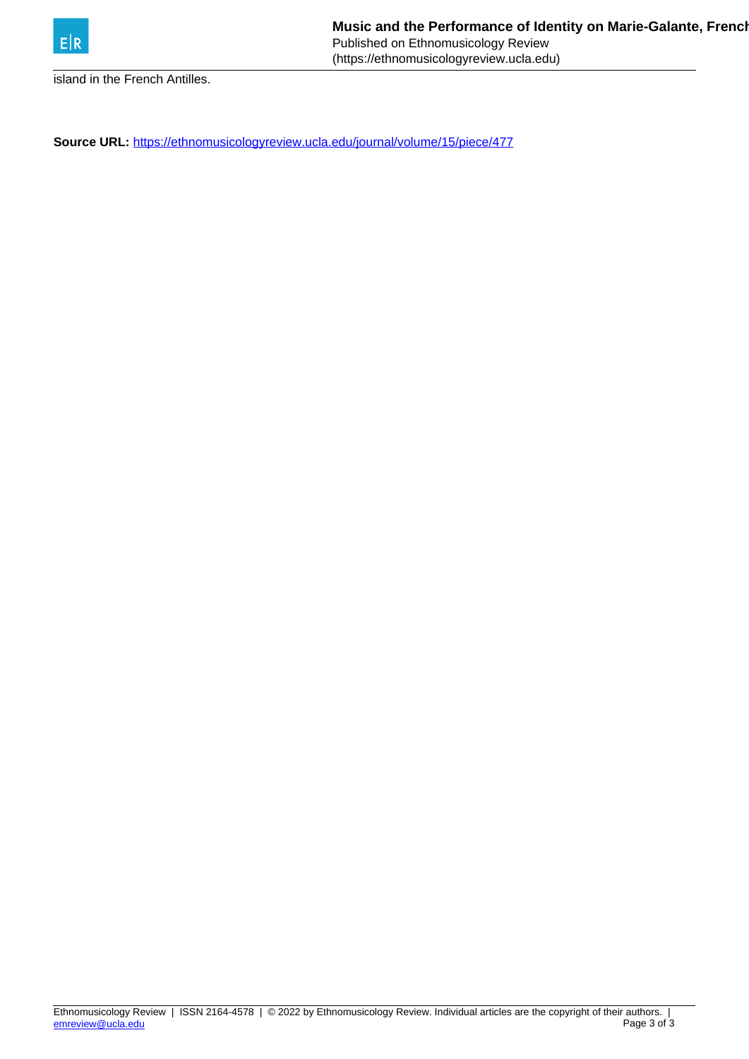island in the French Antilles.

**Source URL:** https://ethnomusicologyreview.ucla.edu/journal/volume/15/piece/477